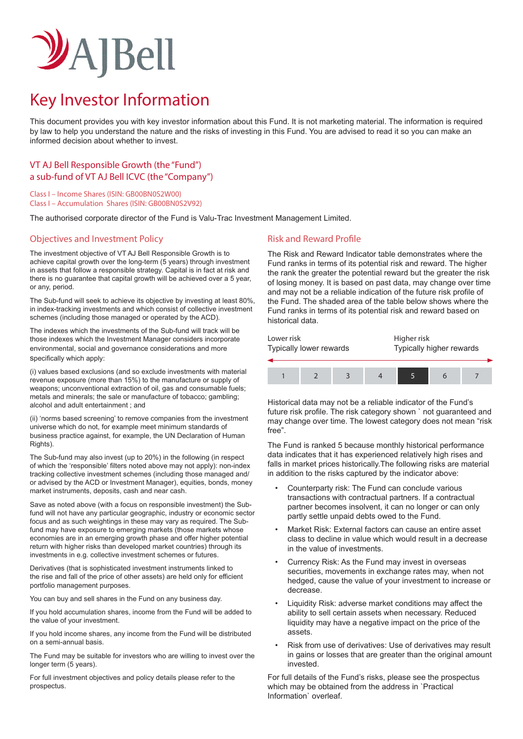# Key Investor Information

This document provides you with key investor information about this Fund. It is not marketing material. The information is required by law to help you understand the nature and the risks of investing in this Fund. You are advised to read it so you can make an informed decision about whether to invest.

## VT AJ Bell Responsible Growth (the "Fund")
## a sub-fund of VT AJ Bell ICVC (the "Company")

Class I – Income Shares (ISIN: GB00BN0S2W00)
Class I – Accumulation Shares (ISIN: GB00BN0S2V92)

The authorised corporate director of the Fund is Valu-Trac Investment Management Limited.

## Objectives and Investment Policy

The investment objective of VT AJ Bell Responsible Growth is to achieve capital growth over the long-term (5 years) through investment in assets that follow a responsible strategy. Capital is in fact at risk and there is no guarantee that capital growth will be achieved over a 5 year, or any, period.

The Sub-fund will seek to achieve its objective by investing at least 80%, in index-tracking investments and which consist of collective investment schemes (including those managed or operated by the ACD).

The indexes which the investments of the Sub-fund will track will be those indexes which the Investment Manager considers incorporate environmental, social and governance considerations and more specifically which apply:

(i) values based exclusions (and so exclude investments with material revenue exposure (more than 15%) to the manufacture or supply of weapons; unconventional extraction of oil, gas and consumable fuels; metals and minerals; the sale or manufacture of tobacco; gambling; alcohol and adult entertainment ; and

(ii) 'norms based screening' to remove companies from the investment universe which do not, for example meet minimum standards of business practice against, for example, the UN Declaration of Human Rights).

The Sub-fund may also invest (up to 20%) in the following (in respect of which the 'responsible' filters noted above may not apply): non-index tracking collective investment schemes (including those managed and/ or advised by the ACD or Investment Manager), equities, bonds, money market instruments, deposits, cash and near cash.

Save as noted above (with a focus on responsible investment) the Sub-fund will not have any particular geographic, industry or economic sector focus and as such weightings in these may vary as required. The Sub-fund may have exposure to emerging markets (those markets whose economies are in an emerging growth phase and offer higher potential return with higher risks than developed market countries) through its investments in e.g. collective investment schemes or futures.

Derivatives (that is sophisticated investment instruments linked to the rise and fall of the price of other assets) are held only for efficient portfolio management purposes.

You can buy and sell shares in the Fund on any business day.

If you hold accumulation shares, income from the Fund will be added to the value of your investment.

If you hold income shares, any income from the Fund will be distributed on a semi-annual basis.

The Fund may be suitable for investors who are willing to invest over the longer term (5 years).

For full investment objectives and policy details please refer to the prospectus.

## Risk and Reward Profile

The Risk and Reward Indicator table demonstrates where the Fund ranks in terms of its potential risk and reward. The higher the rank the greater the potential reward but the greater the risk of losing money. It is based on past data, may change over time and may not be a reliable indication of the future risk profile of the Fund. The shaded area of the table below shows where the Fund ranks in terms of its potential risk and reward based on historical data.

Lower risk
Typically lower rewards

Higher risk
Typically higher rewards

| 1 | 2 | 3 | 4 | **5** | 6 | 7 |
|---|---|---|---|---|---|---|

Historical data may not be a reliable indicator of the Fund's future risk profile. The risk category shown ` not guaranteed and may change over time. The lowest category does not mean "risk free".

The Fund is ranked 5 because monthly historical performance data indicates that it has experienced relatively high rises and falls in market prices historically.The following risks are material in addition to the risks captured by the indicator above:

- Counterparty risk: The Fund can conclude various transactions with contractual partners. If a contractual partner becomes insolvent, it can no longer or can only partly settle unpaid debts owed to the Fund.
- Market Risk: External factors can cause an entire asset class to decline in value which would result in a decrease in the value of investments.
- Currency Risk: As the Fund may invest in overseas securities, movements in exchange rates may, when not hedged, cause the value of your investment to increase or decrease.
- Liquidity Risk: adverse market conditions may affect the ability to sell certain assets when necessary. Reduced liquidity may have a negative impact on the price of the assets.
- Risk from use of derivatives: Use of derivatives may result in gains or losses that are greater than the original amount invested.

For full details of the Fund's risks, please see the prospectus which may be obtained from the address in `Practical Information` overleaf.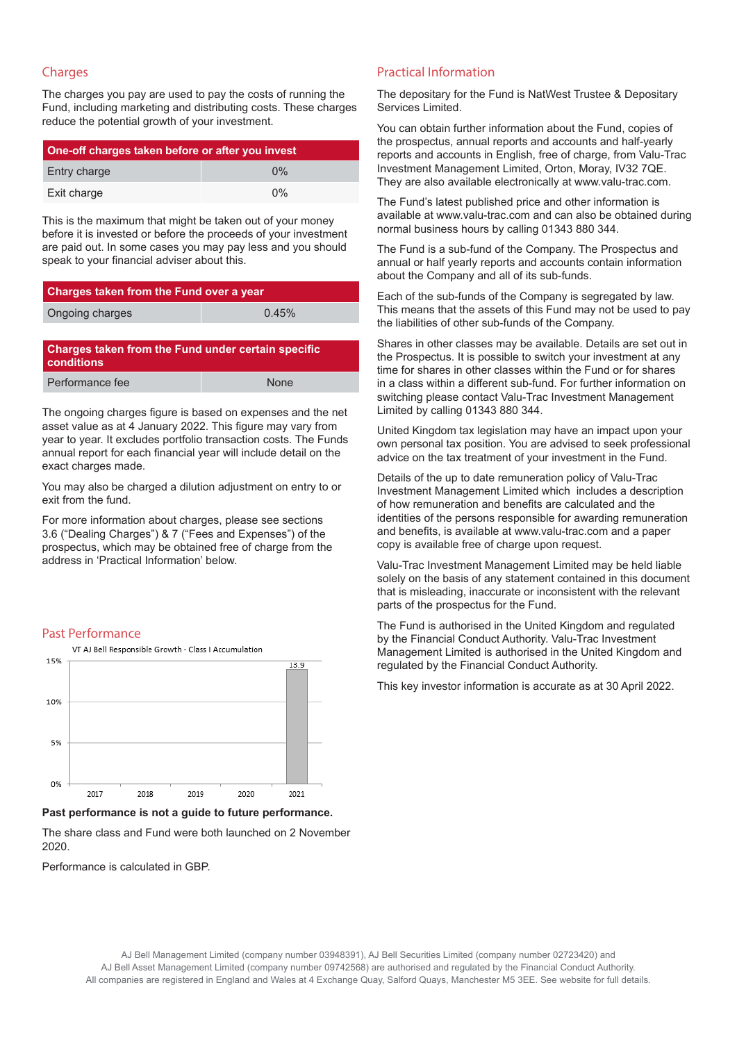## Charges

The charges you pay are used to pay the costs of running the Fund, including marketing and distributing costs. These charges reduce the potential growth of your investment.

| One-off charges taken before or after you invest | |
|---|---|
| Entry charge | 0% |
| Exit charge | 0% |

This is the maximum that might be taken out of your money before it is invested or before the proceeds of your investment are paid out. In some cases you may pay less and you should speak to your financial adviser about this.

| Charges taken from the Fund over a year | |
|---|---|
| Ongoing charges | 0.45% |

| Charges taken from the Fund under certain specific conditions | |
|---|---|
| Performance fee | None |

The ongoing charges figure is based on expenses and the net asset value as at 4 January 2022. This figure may vary from year to year. It excludes portfolio transaction costs. The Funds annual report for each financial year will include detail on the exact charges made.

You may also be charged a dilution adjustment on entry to or exit from the fund.

For more information about charges, please see sections 3.6 ("Dealing Charges") & 7 ("Fees and Expenses") of the prospectus, which may be obtained free of charge from the address in 'Practical Information' below.

## Past Performance

VT AJ Bell Responsible Growth - Class I Accumulation

15%
10%
5%
0%

13.9

2017
2018
2019
2020
2021

**Past performance is not a guide to future performance.**

The share class and Fund were both launched on 2 November 2020.

Performance is calculated in GBP.

## Practical Information

The depositary for the Fund is NatWest Trustee & Depositary Services Limited.

You can obtain further information about the Fund, copies of the prospectus, annual reports and accounts and half-yearly reports and accounts in English, free of charge, from Valu-Trac Investment Management Limited, Orton, Moray, IV32 7QE. They are also available electronically at www.valu-trac.com.

The Fund's latest published price and other information is available at www.valu-trac.com and can also be obtained during normal business hours by calling 01343 880 344.

The Fund is a sub-fund of the Company. The Prospectus and annual or half yearly reports and accounts contain information about the Company and all of its sub-funds.

Each of the sub-funds of the Company is segregated by law. This means that the assets of this Fund may not be used to pay the liabilities of other sub-funds of the Company.

Shares in other classes may be available. Details are set out in the Prospectus. It is possible to switch your investment at any time for shares in other classes within the Fund or for shares in a class within a different sub-fund. For further information on switching please contact Valu-Trac Investment Management Limited by calling 01343 880 344.

United Kingdom tax legislation may have an impact upon your own personal tax position. You are advised to seek professional advice on the tax treatment of your investment in the Fund.

Details of the up to date remuneration policy of Valu-Trac Investment Management Limited which includes a description of how remuneration and benefits are calculated and the identities of the persons responsible for awarding remuneration and benefits, is available at www.valu-trac.com and a paper copy is available free of charge upon request.

Valu-Trac Investment Management Limited may be held liable solely on the basis of any statement contained in this document that is misleading, inaccurate or inconsistent with the relevant parts of the prospectus for the Fund.

The Fund is authorised in the United Kingdom and regulated by the Financial Conduct Authority. Valu-Trac Investment Management Limited is authorised in the United Kingdom and regulated by the Financial Conduct Authority.

This key investor information is accurate as at 30 April 2022.

AJ Bell Management Limited (company number 03948391), AJ Bell Securities Limited (company number 02723420) and AJ Bell Asset Management Limited (company number 09742568) are authorised and regulated by the Financial Conduct Authority. All companies are registered in England and Wales at 4 Exchange Quay, Salford Quays, Manchester M5 3EE. See website for full details.